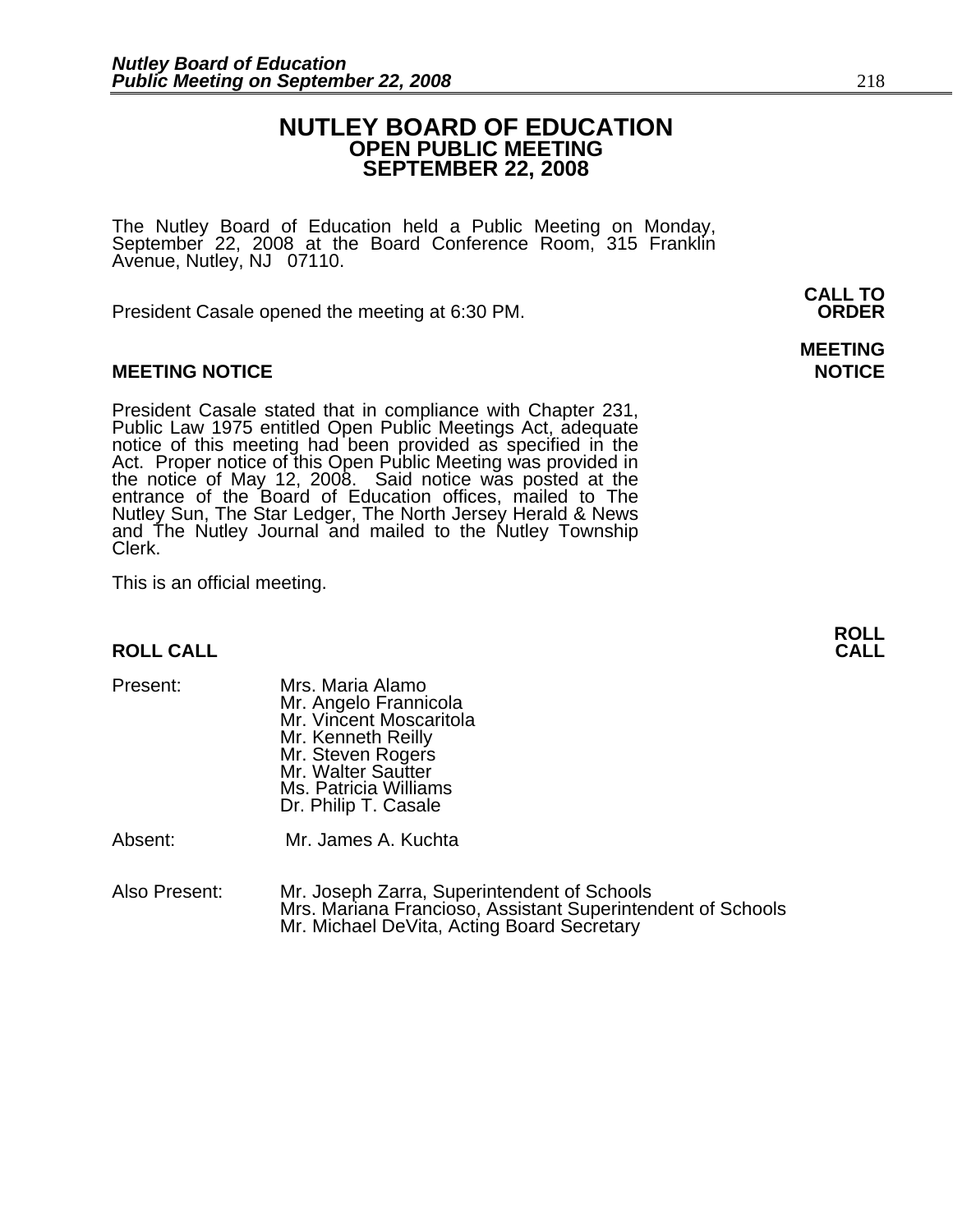# NUTLEY BOARD OF EDUCATION
## OPEN PUBLIC MEETING
## SEPTEMBER 22, 2008

The Nutley Board of Education held a Public Meeting on Monday, September 22, 2008 at the Board Conference Room, 315 Franklin Avenue, Nutley, NJ 07110.

**CALL TO ORDER**

President Casale opened the meeting at 6:30 PM.

### MEETING NOTICE

President Casale stated that in compliance with Chapter 231, Public Law 1975 entitled Open Public Meetings Act, adequate notice of this meeting had been provided as specified in the Act. Proper notice of this Open Public Meeting was provided in the notice of May 12, 2008. Said notice was posted at the entrance of the Board of Education offices, mailed to The Nutley Sun, The Star Ledger, The North Jersey Herald & News and The Nutley Journal and mailed to the Nutley Township Clerk.

This is an official meeting.

### ROLL CALL

Present:
- Mrs. Maria Alamo
- Mr. Angelo Frannicola
- Mr. Vincent Moscaritola
- Mr. Kenneth Reilly
- Mr. Steven Rogers
- Mr. Walter Sautter
- Ms. Patricia Williams
- Dr. Philip T. Casale

Absent: Mr. James A. Kuchta

Also Present:
- Mr. Joseph Zarra, Superintendent of Schools
- Mrs. Mariana Francioso, Assistant Superintendent of Schools
- Mr. Michael DeVita, Acting Board Secretary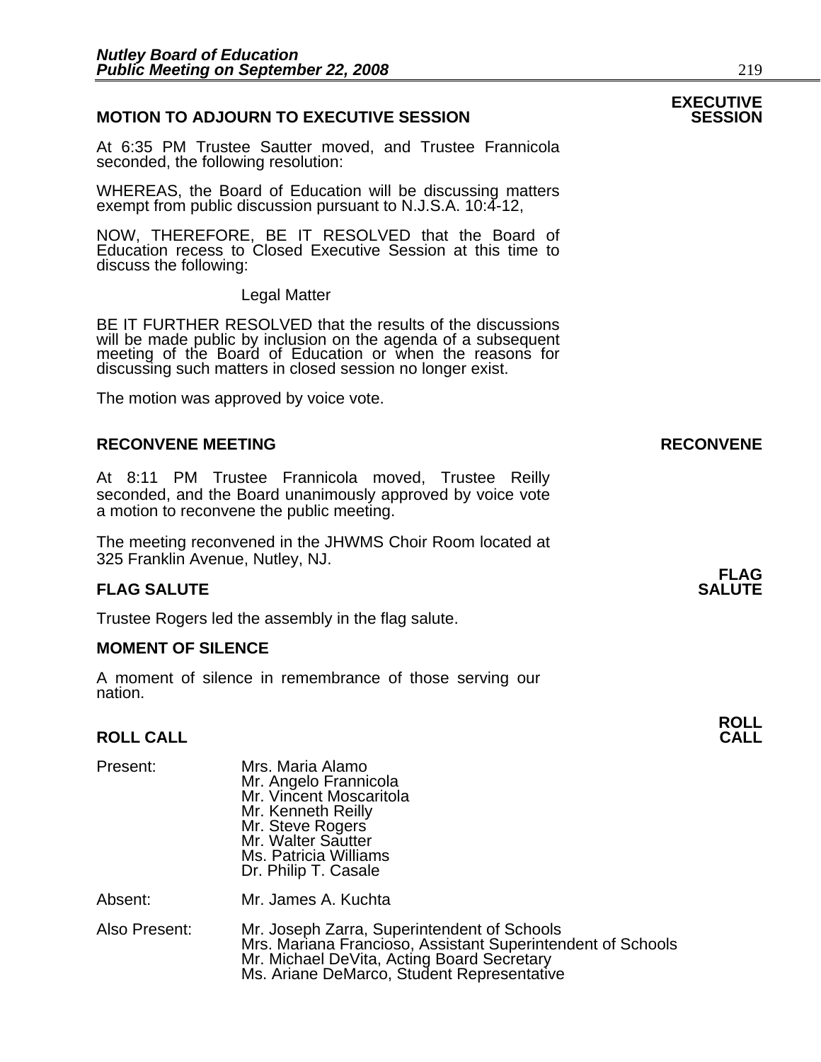## MOTION TO ADJOURN TO EXECUTIVE SESSION

**EXECUTIVE SESSION**

At 6:35 PM Trustee Sautter moved, and Trustee Frannicola seconded, the following resolution:

WHEREAS, the Board of Education will be discussing matters exempt from public discussion pursuant to N.J.S.A. 10:4-12,

NOW, THEREFORE, BE IT RESOLVED that the Board of Education recess to Closed Executive Session at this time to discuss the following:

Legal Matter

BE IT FURTHER RESOLVED that the results of the discussions will be made public by inclusion on the agenda of a subsequent meeting of the Board of Education or when the reasons for discussing such matters in closed session no longer exist.

The motion was approved by voice vote.

## RECONVENE MEETING

**RECONVENE**

At 8:11 PM Trustee Frannicola moved, Trustee Reilly seconded, and the Board unanimously approved by voice vote a motion to reconvene the public meeting.

The meeting reconvened in the JHWMS Choir Room located at 325 Franklin Avenue, Nutley, NJ.

## FLAG SALUTE

**FLAG SALUTE**

Trustee Rogers led the assembly in the flag salute.

## MOMENT OF SILENCE

A moment of silence in remembrance of those serving our nation.

## ROLL CALL

**ROLL CALL**

Present: Mrs. Maria Alamo
Mr. Angelo Frannicola
Mr. Vincent Moscaritola
Mr. Kenneth Reilly
Mr. Steve Rogers
Mr. Walter Sautter
Ms. Patricia Williams
Dr. Philip T. Casale

Absent: Mr. James A. Kuchta

Also Present: Mr. Joseph Zarra, Superintendent of Schools
Mrs. Mariana Francioso, Assistant Superintendent of Schools
Mr. Michael DeVita, Acting Board Secretary
Ms. Ariane DeMarco, Student Representative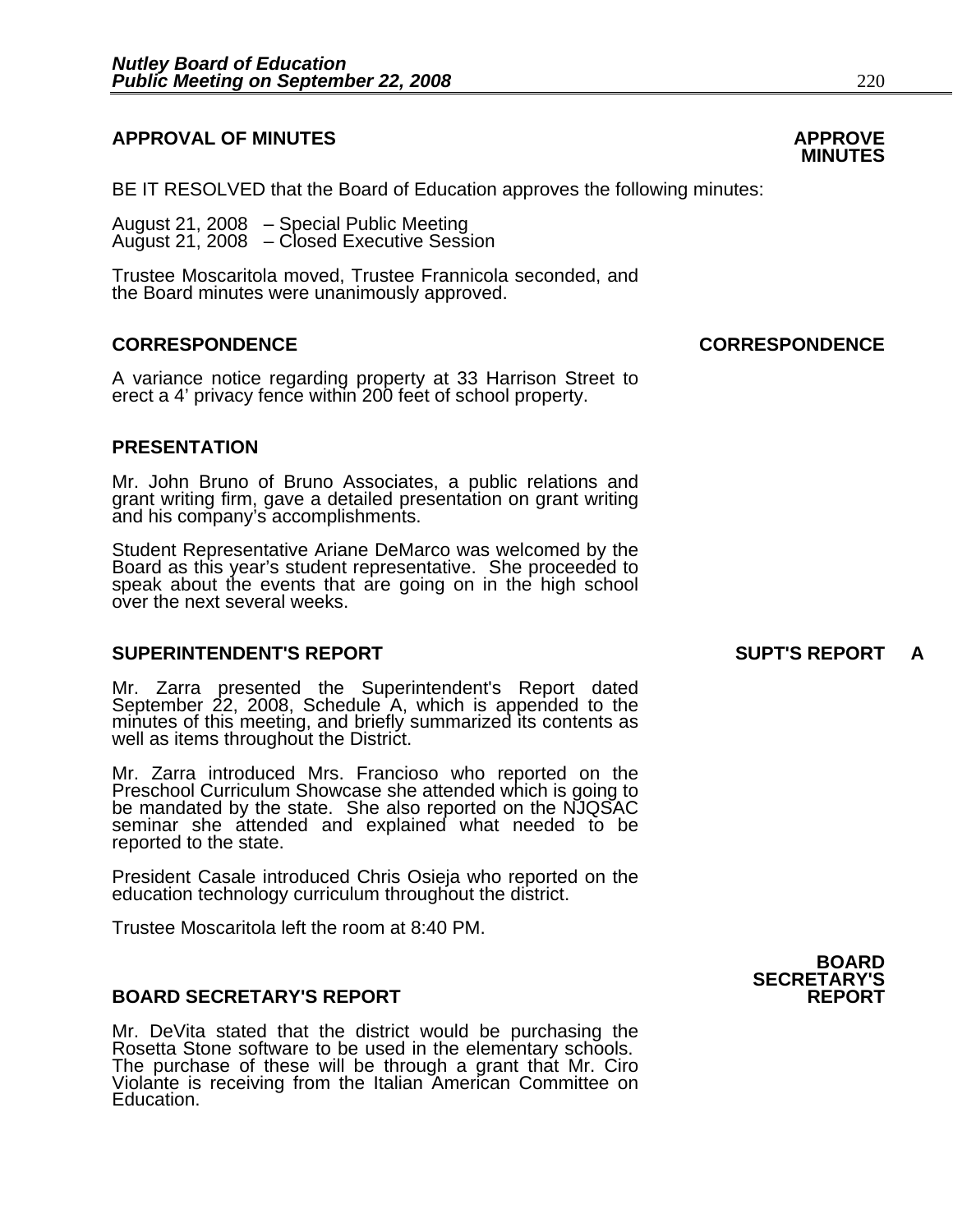## APPROVAL OF MINUTES

**APPROVE MINUTES**

BE IT RESOLVED that the Board of Education approves the following minutes:

August 21, 2008 – Special Public Meeting
August 21, 2008 – Closed Executive Session

Trustee Moscaritola moved, Trustee Frannicola seconded, and the Board minutes were unanimously approved.

## CORRESPONDENCE

**CORRESPONDENCE**

A variance notice regarding property at 33 Harrison Street to erect a 4' privacy fence within 200 feet of school property.

## PRESENTATION

Mr. John Bruno of Bruno Associates, a public relations and grant writing firm, gave a detailed presentation on grant writing and his company's accomplishments.

Student Representative Ariane DeMarco was welcomed by the Board as this year's student representative. She proceeded to speak about the events that are going on in the high school over the next several weeks.

## SUPERINTENDENT'S REPORT

**SUPT'S REPORT A**

Mr. Zarra presented the Superintendent's Report dated September 22, 2008, Schedule A, which is appended to the minutes of this meeting, and briefly summarized its contents as well as items throughout the District.

Mr. Zarra introduced Mrs. Francioso who reported on the Preschool Curriculum Showcase she attended which is going to be mandated by the state. She also reported on the NJQSAC seminar she attended and explained what needed to be reported to the state.

President Casale introduced Chris Osieja who reported on the education technology curriculum throughout the district.

Trustee Moscaritola left the room at 8:40 PM.

## BOARD SECRETARY'S REPORT

**BOARD SECRETARY'S REPORT**

Mr. DeVita stated that the district would be purchasing the Rosetta Stone software to be used in the elementary schools. The purchase of these will be through a grant that Mr. Ciro Violante is receiving from the Italian American Committee on Education.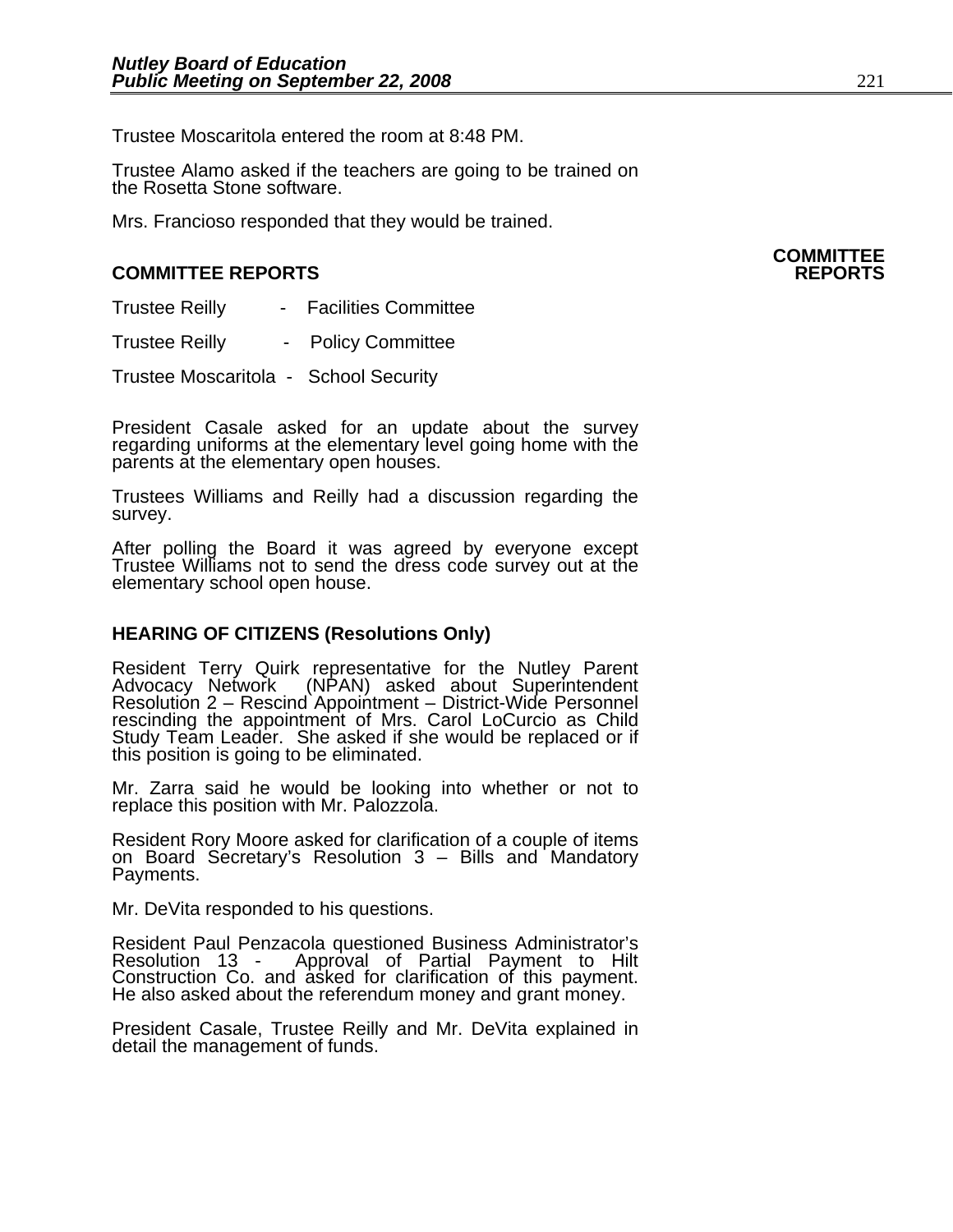Trustee Moscaritola entered the room at 8:48 PM.

Trustee Alamo asked if the teachers are going to be trained on the Rosetta Stone software.

Mrs. Francioso responded that they would be trained.

## COMMITTEE REPORTS

Trustee Reilly - Facilities Committee

Trustee Reilly - Policy Committee

Trustee Moscaritola - School Security

President Casale asked for an update about the survey regarding uniforms at the elementary level going home with the parents at the elementary open houses.

Trustees Williams and Reilly had a discussion regarding the survey.

After polling the Board it was agreed by everyone except Trustee Williams not to send the dress code survey out at the elementary school open house.

## HEARING OF CITIZENS (Resolutions Only)

Resident Terry Quirk representative for the Nutley Parent Advocacy Network (NPAN) asked about Superintendent Resolution 2 – Rescind Appointment – District-Wide Personnel rescinding the appointment of Mrs. Carol LoCurcio as Child Study Team Leader. She asked if she would be replaced or if this position is going to be eliminated.

Mr. Zarra said he would be looking into whether or not to replace this position with Mr. Palozzola.

Resident Rory Moore asked for clarification of a couple of items on Board Secretary's Resolution 3 – Bills and Mandatory Payments.

Mr. DeVita responded to his questions.

Resident Paul Penzacola questioned Business Administrator's Resolution 13 - Approval of Partial Payment to Hilt Construction Co. and asked for clarification of this payment. He also asked about the referendum money and grant money.

President Casale, Trustee Reilly and Mr. DeVita explained in detail the management of funds.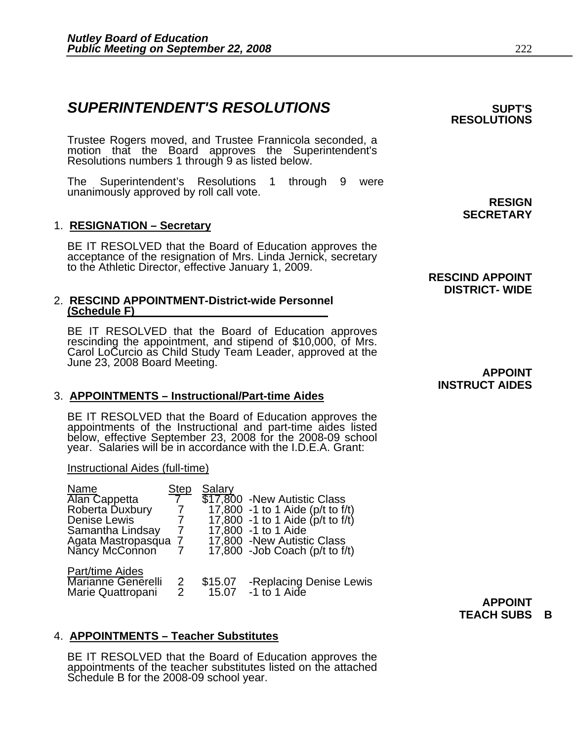## *SUPERINTENDENT'S RESOLUTIONS*

**SUPT'S RESOLUTIONS**

Trustee Rogers moved, and Trustee Frannicola seconded, a motion that the Board approves the Superintendent's Resolutions numbers 1 through 9 as listed below.

The Superintendent's Resolutions 1 through 9 were unanimously approved by roll call vote.

**RESIGN SECRETARY**

1. **RESIGNATION – Secretary**

   BE IT RESOLVED that the Board of Education approves the acceptance of the resignation of Mrs. Linda Jernick, secretary to the Athletic Director, effective January 1, 2009.

**RESCIND APPOINT DISTRICT- WIDE**

2. **RESCIND APPOINTMENT-District-wide Personnel (Schedule F)**

   BE IT RESOLVED that the Board of Education approves rescinding the appointment, and stipend of $10,000, of Mrs. Carol LoCurcio as Child Study Team Leader, approved at the June 23, 2008 Board Meeting.

**APPOINT INSTRUCT AIDES**

3. **APPOINTMENTS – Instructional/Part-time Aides**

   BE IT RESOLVED that the Board of Education approves the appointments of the Instructional and part-time aides listed below, effective September 23, 2008 for the 2008-09 school year. Salaries will be in accordance with the I.D.E.A. Grant:

   Instructional Aides (full-time)

| Name | Step | Salary | |
|---|---|---|---|
| Alan Cappetta | 7 | $17,800 | -New Autistic Class |
| Roberta Duxbury | 7 | 17,800 | -1 to 1 Aide (p/t to f/t) |
| Denise Lewis | 7 | 17,800 | -1 to 1 Aide (p/t to f/t) |
| Samantha Lindsay | 7 | 17,800 | -1 to 1 Aide |
| Agata Mastropasqua | 7 | 17,800 | -New Autistic Class |
| Nancy McConnon | 7 | 17,800 | -Job Coach (p/t to f/t) |

   Part/time Aides

| Name | Step | Salary | |
|---|---|---|---|
| Marianne Generelli | 2 | $15.07 | -Replacing Denise Lewis |
| Marie Quattropani | 2 | 15.07 | -1 to 1 Aide |

**APPOINT TEACH SUBS B**

4. **APPOINTMENTS – Teacher Substitutes**

   BE IT RESOLVED that the Board of Education approves the appointments of the teacher substitutes listed on the attached Schedule B for the 2008-09 school year.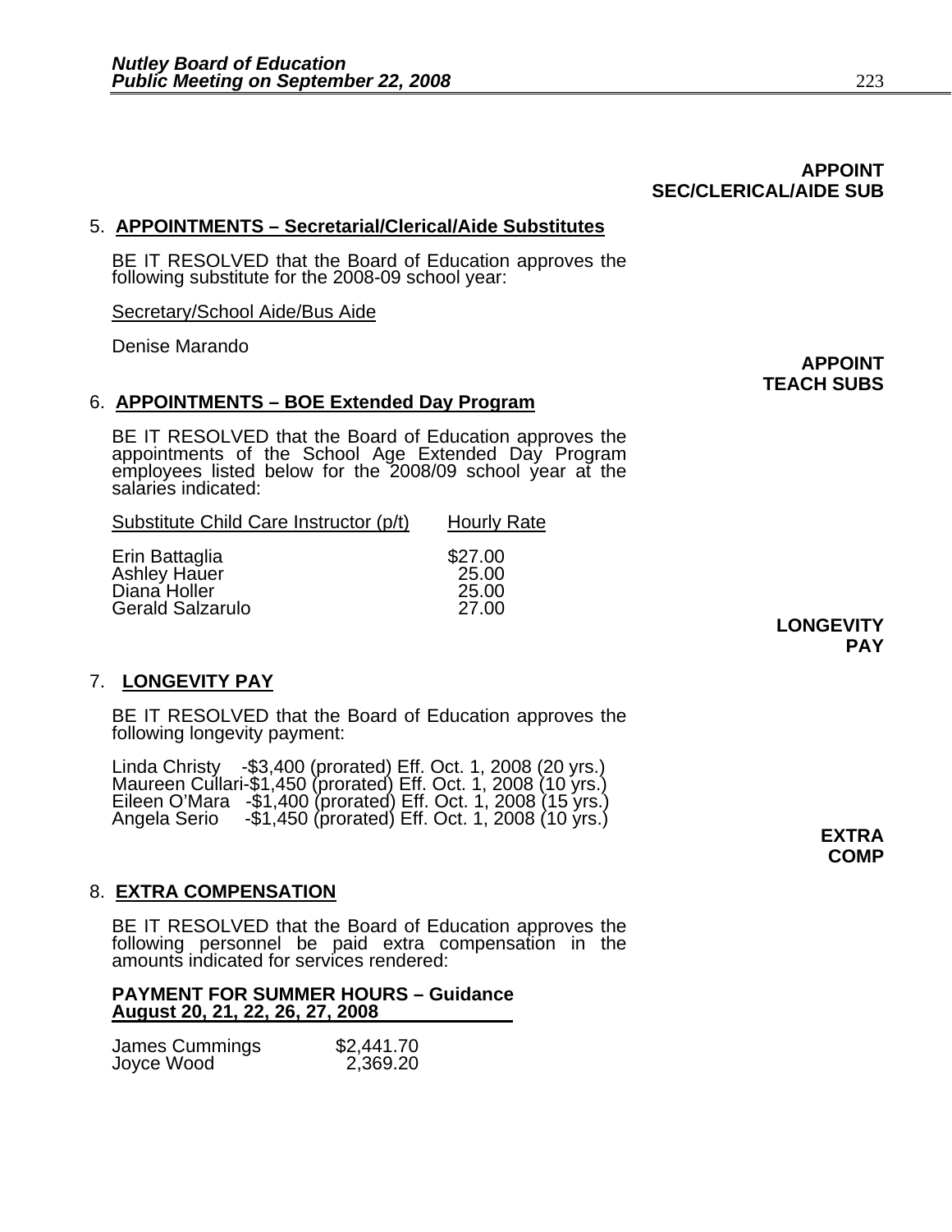**APPOINT SEC/CLERICAL/AIDE SUB**

5. **APPOINTMENTS – Secretarial/Clerical/Aide Substitutes**

   BE IT RESOLVED that the Board of Education approves the following substitute for the 2008-09 school year:

   Secretary/School Aide/Bus Aide

   Denise Marando

**APPOINT TEACH SUBS**

6. **APPOINTMENTS – BOE Extended Day Program**

   BE IT RESOLVED that the Board of Education approves the appointments of the School Age Extended Day Program employees listed below for the 2008/09 school year at the salaries indicated:

| Substitute Child Care Instructor (p/t) | Hourly Rate |
|---|---|
| Erin Battaglia | $27.00 |
| Ashley Hauer | 25.00 |
| Diana Holler | 25.00 |
| Gerald Salzarulo | 27.00 |

**LONGEVITY PAY**

7. **LONGEVITY PAY**

   BE IT RESOLVED that the Board of Education approves the following longevity payment:

   Linda Christy -$3,400 (prorated) Eff. Oct. 1, 2008 (20 yrs.)
   Maureen Cullari-$1,450 (prorated) Eff. Oct. 1, 2008 (10 yrs.)
   Eileen O'Mara -$1,400 (prorated) Eff. Oct. 1, 2008 (15 yrs.)
   Angela Serio -$1,450 (prorated) Eff. Oct. 1, 2008 (10 yrs.)

**EXTRA COMP**

8. **EXTRA COMPENSATION**

   BE IT RESOLVED that the Board of Education approves the following personnel be paid extra compensation in the amounts indicated for services rendered:

   **PAYMENT FOR SUMMER HOURS – Guidance**
   **August 20, 21, 22, 26, 27, 2008**

| | |
|---|---|
| James Cummings | $2,441.70 |
| Joyce Wood | 2,369.20 |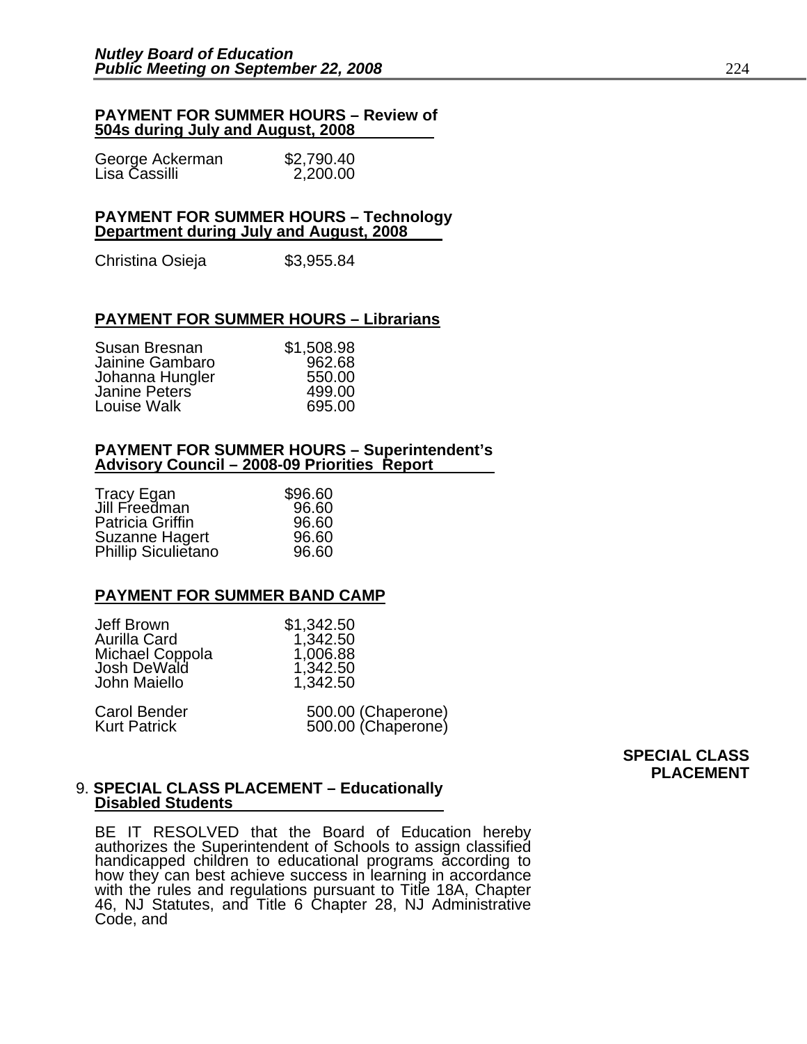**PAYMENT FOR SUMMER HOURS – Review of 504s during July and August, 2008**

| | |
|---|---|
| George Ackerman | $2,790.40 |
| Lisa Cassilli | 2,200.00 |

**PAYMENT FOR SUMMER HOURS – Technology Department during July and August, 2008**

| | |
|---|---|
| Christina Osieja | $3,955.84 |

**PAYMENT FOR SUMMER HOURS – Librarians**

| | |
|---|---|
| Susan Bresnan | $1,508.98 |
| Jainine Gambaro | 962.68 |
| Johanna Hungler | 550.00 |
| Janine Peters | 499.00 |
| Louise Walk | 695.00 |

**PAYMENT FOR SUMMER HOURS – Superintendent's Advisory Council – 2008-09 Priorities Report**

| | |
|---|---|
| Tracy Egan | $96.60 |
| Jill Freedman | 96.60 |
| Patricia Griffin | 96.60 |
| Suzanne Hagert | 96.60 |
| Phillip Siculietano | 96.60 |

**PAYMENT FOR SUMMER BAND CAMP**

| | |
|---|---|
| Jeff Brown | $1,342.50 |
| Aurilla Card | 1,342.50 |
| Michael Coppola | 1,006.88 |
| Josh DeWald | 1,342.50 |
| John Maiello | 1,342.50 |
| Carol Bender | 500.00 (Chaperone) |
| Kurt Patrick | 500.00 (Chaperone) |

**SPECIAL CLASS PLACEMENT**

9. **SPECIAL CLASS PLACEMENT – Educationally Disabled Students**

BE IT RESOLVED that the Board of Education hereby authorizes the Superintendent of Schools to assign classified handicapped children to educational programs according to how they can best achieve success in learning in accordance with the rules and regulations pursuant to Title 18A, Chapter 46, NJ Statutes, and Title 6 Chapter 28, NJ Administrative Code, and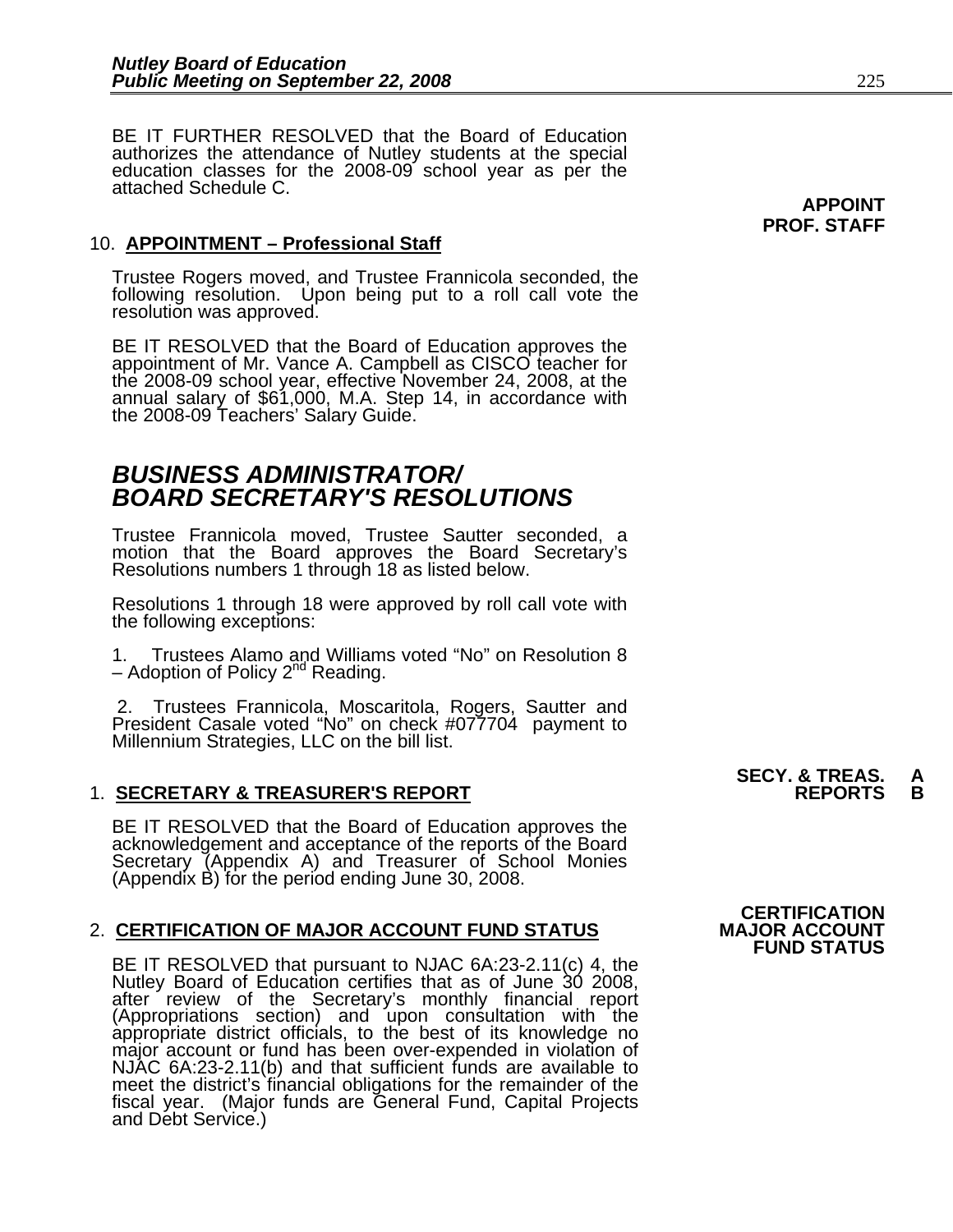BE IT FURTHER RESOLVED that the Board of Education authorizes the attendance of Nutley students at the special education classes for the 2008-09 school year as per the attached Schedule C.

**APPOINT PROF. STAFF**

10. **APPOINTMENT – Professional Staff**

Trustee Rogers moved, and Trustee Frannicola seconded, the following resolution. Upon being put to a roll call vote the resolution was approved.

BE IT RESOLVED that the Board of Education approves the appointment of Mr. Vance A. Campbell as CISCO teacher for the 2008-09 school year, effective November 24, 2008, at the annual salary of $61,000, M.A. Step 14, in accordance with the 2008-09 Teachers' Salary Guide.

# *BUSINESS ADMINISTRATOR/ BOARD SECRETARY'S RESOLUTIONS*

Trustee Frannicola moved, Trustee Sautter seconded, a motion that the Board approves the Board Secretary's Resolutions numbers 1 through 18 as listed below.

Resolutions 1 through 18 were approved by roll call vote with the following exceptions:

1. Trustees Alamo and Williams voted "No" on Resolution 8 – Adoption of Policy 2nd Reading.

2. Trustees Frannicola, Moscaritola, Rogers, Sautter and President Casale voted "No" on check #077704 payment to Millennium Strategies, LLC on the bill list.

**SECY. & TREAS. REPORTS A B**

1. **SECRETARY & TREASURER'S REPORT**

BE IT RESOLVED that the Board of Education approves the acknowledgement and acceptance of the reports of the Board Secretary (Appendix A) and Treasurer of School Monies (Appendix B) for the period ending June 30, 2008.

**CERTIFICATION MAJOR ACCOUNT FUND STATUS**

2. **CERTIFICATION OF MAJOR ACCOUNT FUND STATUS**

BE IT RESOLVED that pursuant to NJAC 6A:23-2.11(c) 4, the Nutley Board of Education certifies that as of June 30 2008, after review of the Secretary's monthly financial report (Appropriations section) and upon consultation with the appropriate district officials, to the best of its knowledge no major account or fund has been over-expended in violation of NJAC 6A:23-2.11(b) and that sufficient funds are available to meet the district's financial obligations for the remainder of the fiscal year. (Major funds are General Fund, Capital Projects and Debt Service.)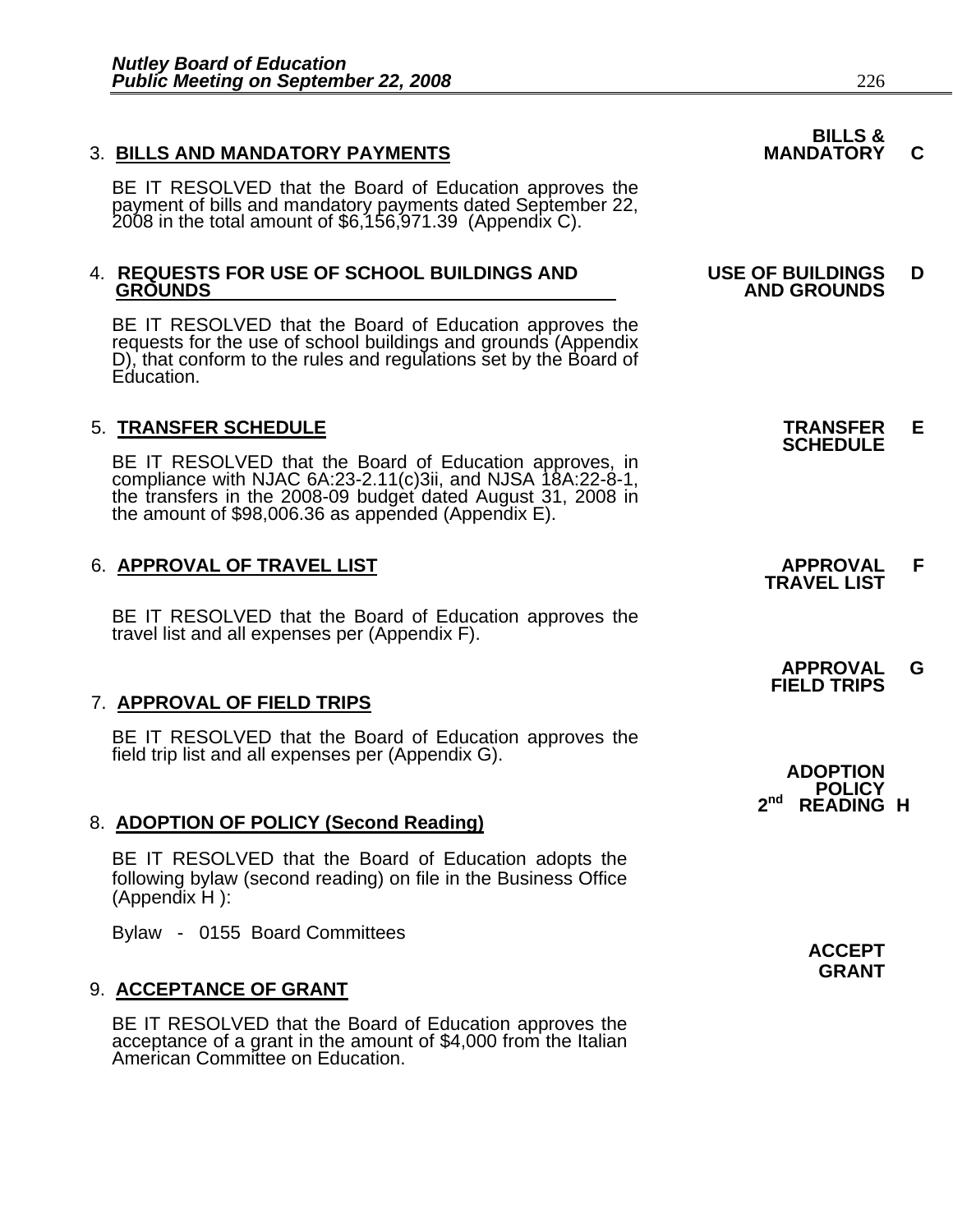3. **BILLS AND MANDATORY PAYMENTS** — **BILLS & MANDATORY C**

BE IT RESOLVED that the Board of Education approves the payment of bills and mandatory payments dated September 22, 2008 in the total amount of $6,156,971.39 (Appendix C).

4. **REQUESTS FOR USE OF SCHOOL BUILDINGS AND GROUNDS** — **USE OF BUILDINGS AND GROUNDS D**

BE IT RESOLVED that the Board of Education approves the requests for the use of school buildings and grounds (Appendix D), that conform to the rules and regulations set by the Board of Education.

5. **TRANSFER SCHEDULE** — **TRANSFER SCHEDULE E**

BE IT RESOLVED that the Board of Education approves, in compliance with NJAC 6A:23-2.11(c)3ii, and NJSA 18A:22-8-1, the transfers in the 2008-09 budget dated August 31, 2008 in the amount of $98,006.36 as appended (Appendix E).

6. **APPROVAL OF TRAVEL LIST** — **APPROVAL TRAVEL LIST F**

BE IT RESOLVED that the Board of Education approves the travel list and all expenses per (Appendix F).

7. **APPROVAL OF FIELD TRIPS** — **APPROVAL FIELD TRIPS G**

BE IT RESOLVED that the Board of Education approves the field trip list and all expenses per (Appendix G).

8. **ADOPTION OF POLICY (Second Reading)** — **ADOPTION POLICY 2nd READING H**

BE IT RESOLVED that the Board of Education adopts the following bylaw (second reading) on file in the Business Office (Appendix H ):

Bylaw - 0155 Board Committees

9. **ACCEPTANCE OF GRANT** — **ACCEPT GRANT**

BE IT RESOLVED that the Board of Education approves the acceptance of a grant in the amount of $4,000 from the Italian American Committee on Education.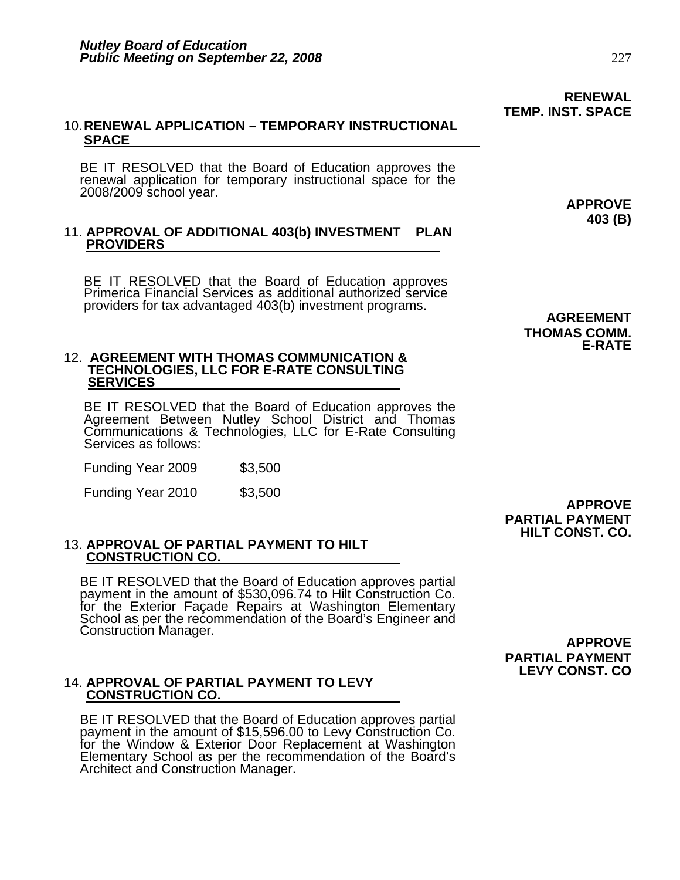**RENEWAL TEMP. INST. SPACE**

### 10. RENEWAL APPLICATION – TEMPORARY INSTRUCTIONAL SPACE

BE IT RESOLVED that the Board of Education approves the renewal application for temporary instructional space for the 2008/2009 school year.

**APPROVE 403 (B)**

### 11. APPROVAL OF ADDITIONAL 403(b) INVESTMENT PLAN PROVIDERS

BE IT RESOLVED that the Board of Education approves Primerica Financial Services as additional authorized service providers for tax advantaged 403(b) investment programs.

**AGREEMENT THOMAS COMM. E-RATE**

### 12. AGREEMENT WITH THOMAS COMMUNICATION & TECHNOLOGIES, LLC FOR E-RATE CONSULTING SERVICES

BE IT RESOLVED that the Board of Education approves the Agreement Between Nutley School District and Thomas Communications & Technologies, LLC for E-Rate Consulting Services as follows:

| | |
|---|---|
| Funding Year 2009 | $3,500 |
| Funding Year 2010 | $3,500 |

**APPROVE PARTIAL PAYMENT HILT CONST. CO.**

### 13. APPROVAL OF PARTIAL PAYMENT TO HILT CONSTRUCTION CO.

BE IT RESOLVED that the Board of Education approves partial payment in the amount of $530,096.74 to Hilt Construction Co. for the Exterior Façade Repairs at Washington Elementary School as per the recommendation of the Board's Engineer and Construction Manager.

**APPROVE PARTIAL PAYMENT LEVY CONST. CO**

### 14. APPROVAL OF PARTIAL PAYMENT TO LEVY CONSTRUCTION CO.

BE IT RESOLVED that the Board of Education approves partial payment in the amount of $15,596.00 to Levy Construction Co. for the Window & Exterior Door Replacement at Washington Elementary School as per the recommendation of the Board's Architect and Construction Manager.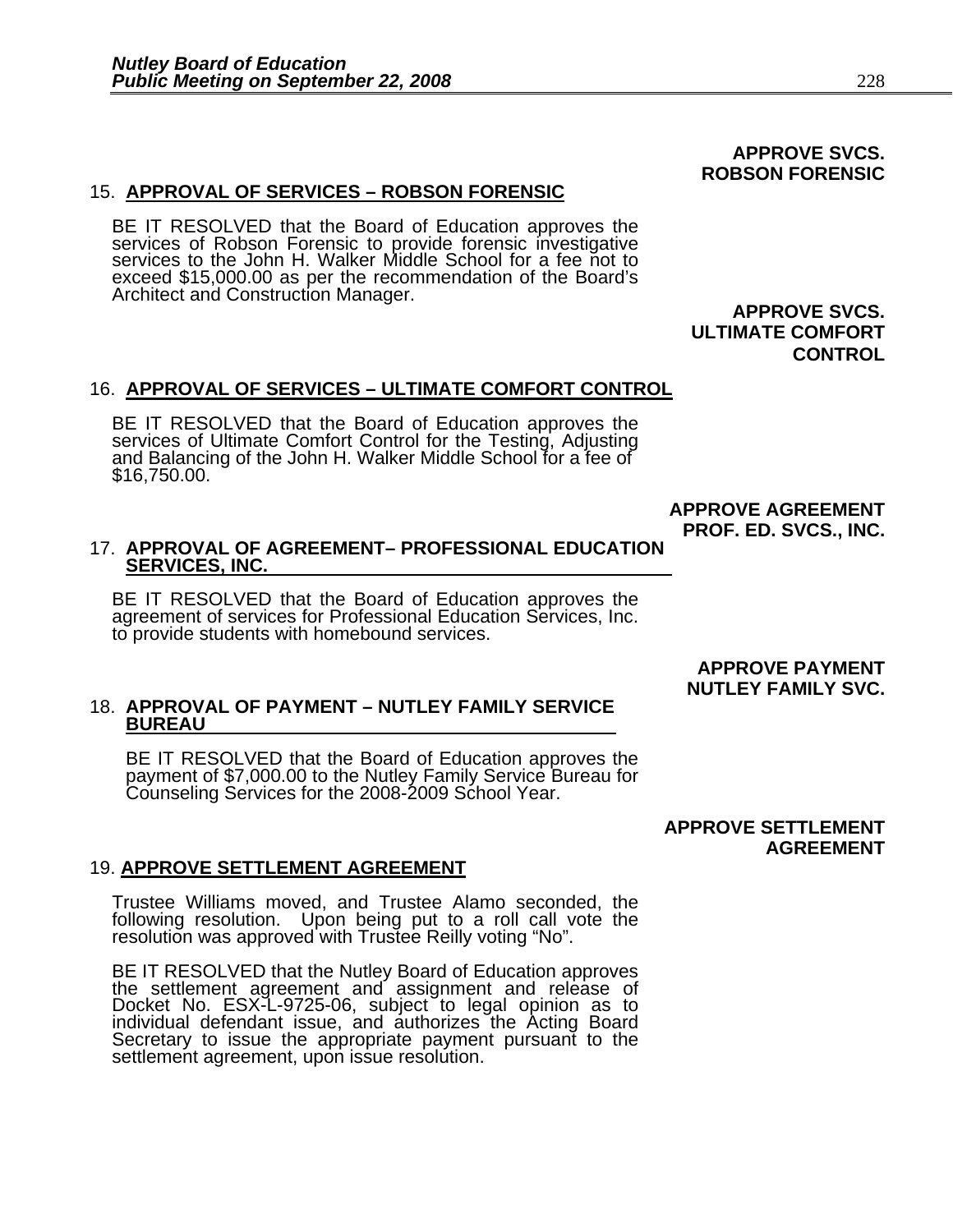**APPROVE SVCS. ROBSON FORENSIC**

15. **APPROVAL OF SERVICES – ROBSON FORENSIC**

BE IT RESOLVED that the Board of Education approves the services of Robson Forensic to provide forensic investigative services to the John H. Walker Middle School for a fee not to exceed $15,000.00 as per the recommendation of the Board's Architect and Construction Manager.

**APPROVE SVCS. ULTIMATE COMFORT CONTROL**

16. **APPROVAL OF SERVICES – ULTIMATE COMFORT CONTROL**

BE IT RESOLVED that the Board of Education approves the services of Ultimate Comfort Control for the Testing, Adjusting and Balancing of the John H. Walker Middle School for a fee of $16,750.00.

**APPROVE AGREEMENT PROF. ED. SVCS., INC.**

17. **APPROVAL OF AGREEMENT– PROFESSIONAL EDUCATION SERVICES, INC.**

BE IT RESOLVED that the Board of Education approves the agreement of services for Professional Education Services, Inc. to provide students with homebound services.

**APPROVE PAYMENT NUTLEY FAMILY SVC.**

18. **APPROVAL OF PAYMENT – NUTLEY FAMILY SERVICE BUREAU**

BE IT RESOLVED that the Board of Education approves the payment of $7,000.00 to the Nutley Family Service Bureau for Counseling Services for the 2008-2009 School Year.

**APPROVE SETTLEMENT AGREEMENT**

19. **APPROVE SETTLEMENT AGREEMENT**

Trustee Williams moved, and Trustee Alamo seconded, the following resolution. Upon being put to a roll call vote the resolution was approved with Trustee Reilly voting "No".

BE IT RESOLVED that the Nutley Board of Education approves the settlement agreement and assignment and release of Docket No. ESX-L-9725-06, subject to legal opinion as to individual defendant issue, and authorizes the Acting Board Secretary to issue the appropriate payment pursuant to the settlement agreement, upon issue resolution.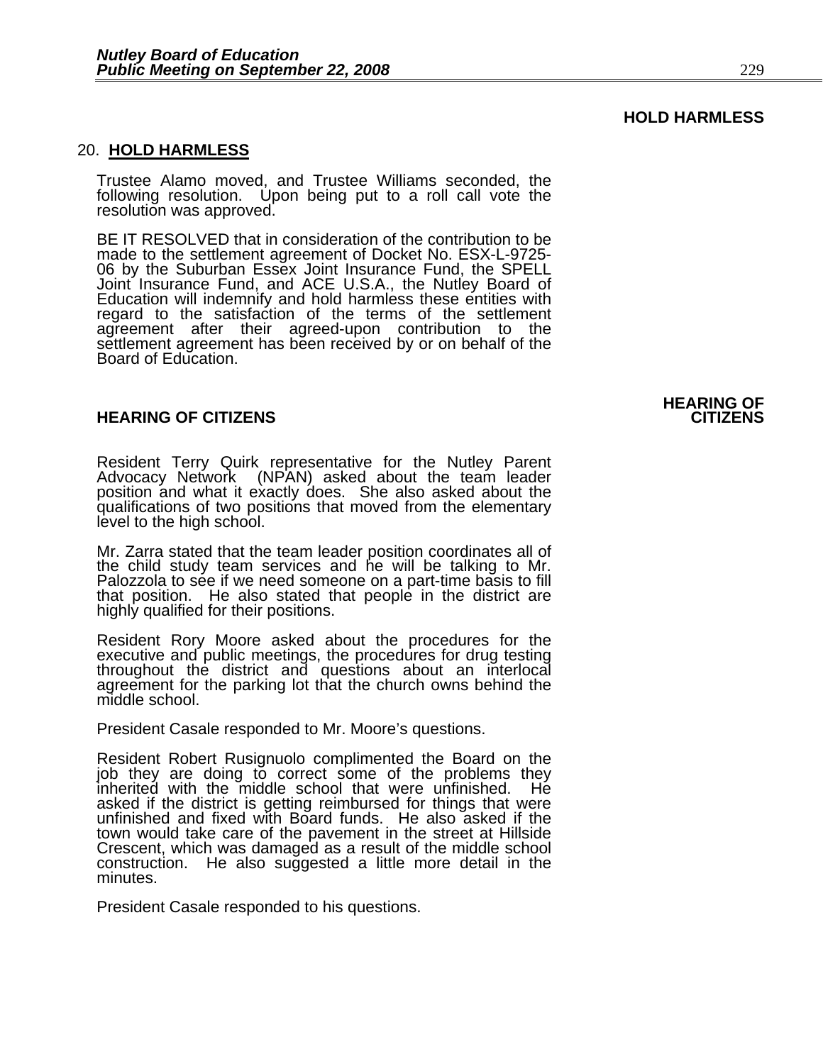**HOLD HARMLESS**

20. **HOLD HARMLESS**

Trustee Alamo moved, and Trustee Williams seconded, the following resolution. Upon being put to a roll call vote the resolution was approved.

BE IT RESOLVED that in consideration of the contribution to be made to the settlement agreement of Docket No. ESX-L-9725-06 by the Suburban Essex Joint Insurance Fund, the SPELL Joint Insurance Fund, and ACE U.S.A., the Nutley Board of Education will indemnify and hold harmless these entities with regard to the satisfaction of the terms of the settlement agreement after their agreed-upon contribution to the settlement agreement has been received by or on behalf of the Board of Education.

**HEARING OF CITIZENS**

**HEARING OF CITIZENS**

Resident Terry Quirk representative for the Nutley Parent Advocacy Network (NPAN) asked about the team leader position and what it exactly does. She also asked about the qualifications of two positions that moved from the elementary level to the high school.

Mr. Zarra stated that the team leader position coordinates all of the child study team services and he will be talking to Mr. Palozzola to see if we need someone on a part-time basis to fill that position. He also stated that people in the district are highly qualified for their positions.

Resident Rory Moore asked about the procedures for the executive and public meetings, the procedures for drug testing throughout the district and questions about an interlocal agreement for the parking lot that the church owns behind the middle school.

President Casale responded to Mr. Moore's questions.

Resident Robert Rusignuolo complimented the Board on the job they are doing to correct some of the problems they inherited with the middle school that were unfinished. He asked if the district is getting reimbursed for things that were unfinished and fixed with Board funds. He also asked if the town would take care of the pavement in the street at Hillside Crescent, which was damaged as a result of the middle school construction. He also suggested a little more detail in the minutes.

President Casale responded to his questions.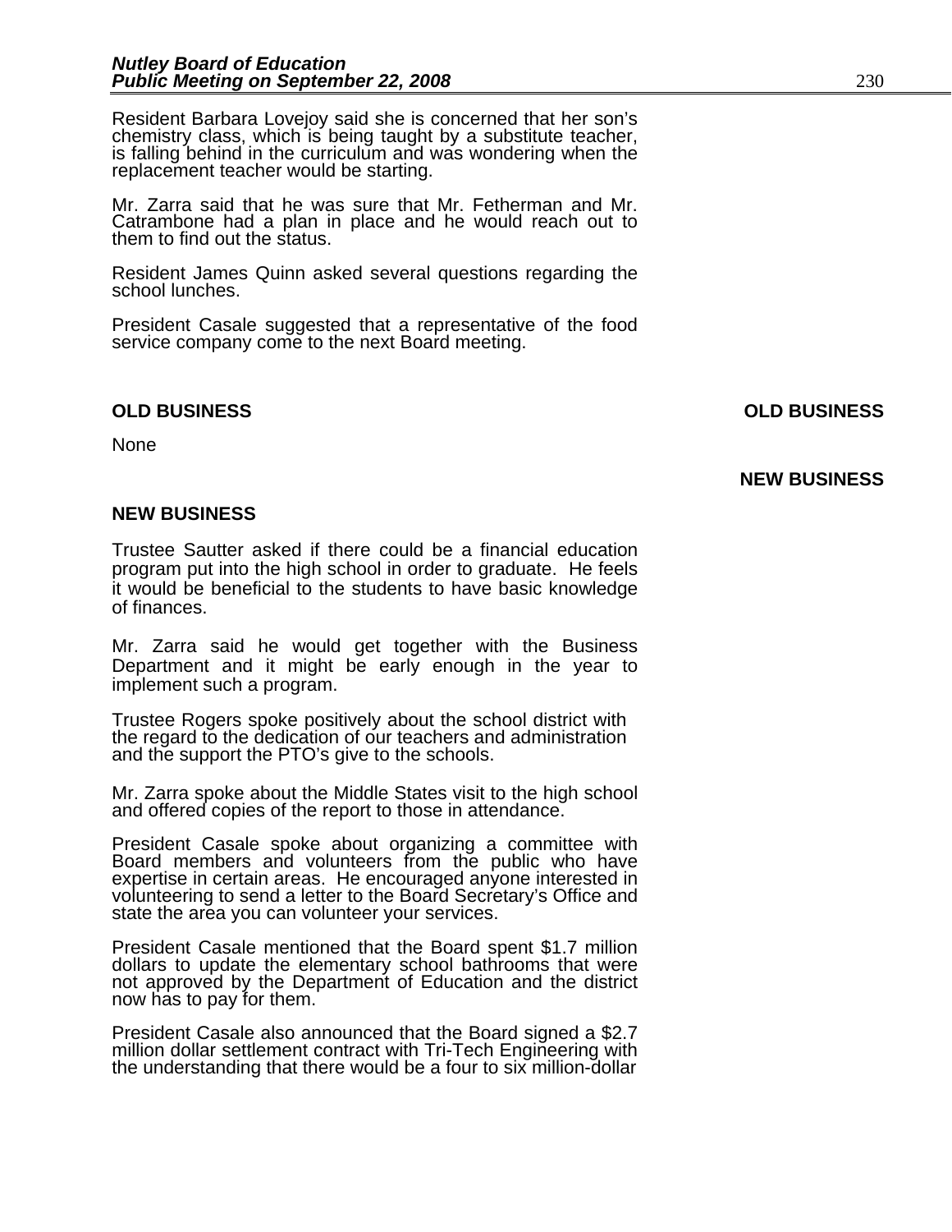Resident Barbara Lovejoy said she is concerned that her son's chemistry class, which is being taught by a substitute teacher, is falling behind in the curriculum and was wondering when the replacement teacher would be starting.

Mr. Zarra said that he was sure that Mr. Fetherman and Mr. Catrambone had a plan in place and he would reach out to them to find out the status.

Resident James Quinn asked several questions regarding the school lunches.

President Casale suggested that a representative of the food service company come to the next Board meeting.

**OLD BUSINESS**

None

**NEW BUSINESS**

Trustee Sautter asked if there could be a financial education program put into the high school in order to graduate. He feels it would be beneficial to the students to have basic knowledge of finances.

Mr. Zarra said he would get together with the Business Department and it might be early enough in the year to implement such a program.

Trustee Rogers spoke positively about the school district with the regard to the dedication of our teachers and administration and the support the PTO's give to the schools.

Mr. Zarra spoke about the Middle States visit to the high school and offered copies of the report to those in attendance.

President Casale spoke about organizing a committee with Board members and volunteers from the public who have expertise in certain areas. He encouraged anyone interested in volunteering to send a letter to the Board Secretary's Office and state the area you can volunteer your services.

President Casale mentioned that the Board spent $1.7 million dollars to update the elementary school bathrooms that were not approved by the Department of Education and the district now has to pay for them.

President Casale also announced that the Board signed a $2.7 million dollar settlement contract with Tri-Tech Engineering with the understanding that there would be a four to six million-dollar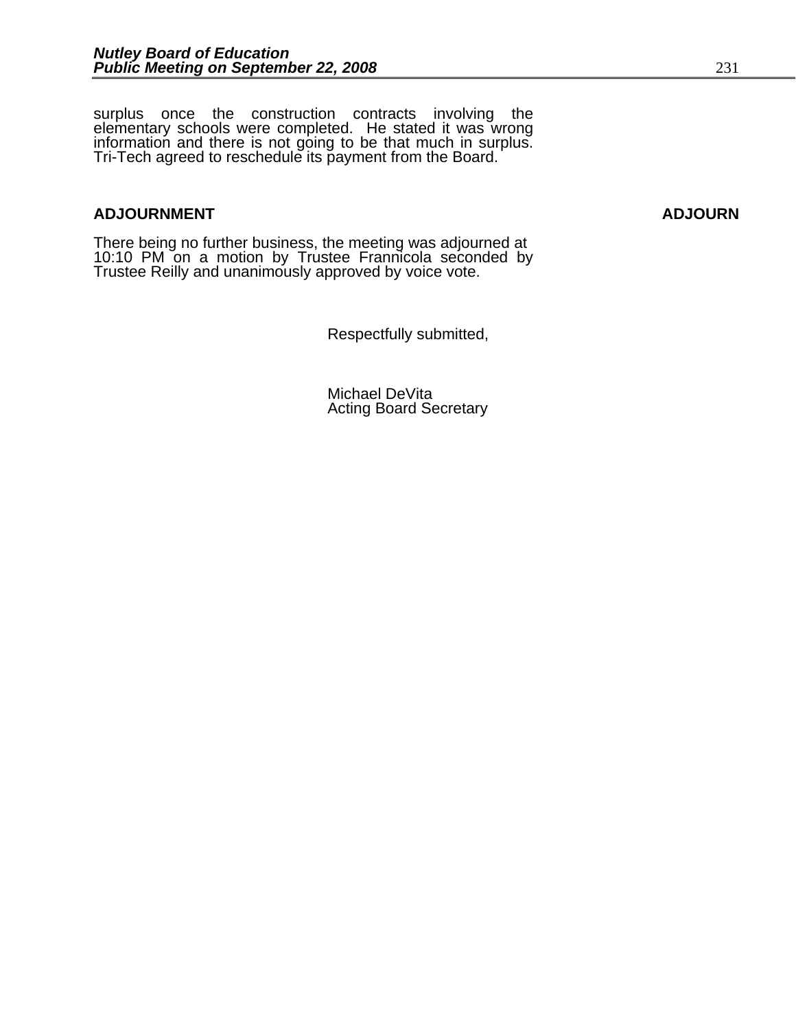surplus once the construction contracts involving the elementary schools were completed. He stated it was wrong information and there is not going to be that much in surplus. Tri-Tech agreed to reschedule its payment from the Board.

**ADJOURNMENT** **ADJOURN**

There being no further business, the meeting was adjourned at 10:10 PM on a motion by Trustee Frannicola seconded by Trustee Reilly and unanimously approved by voice vote.

Respectfully submitted,

Michael DeVita
Acting Board Secretary